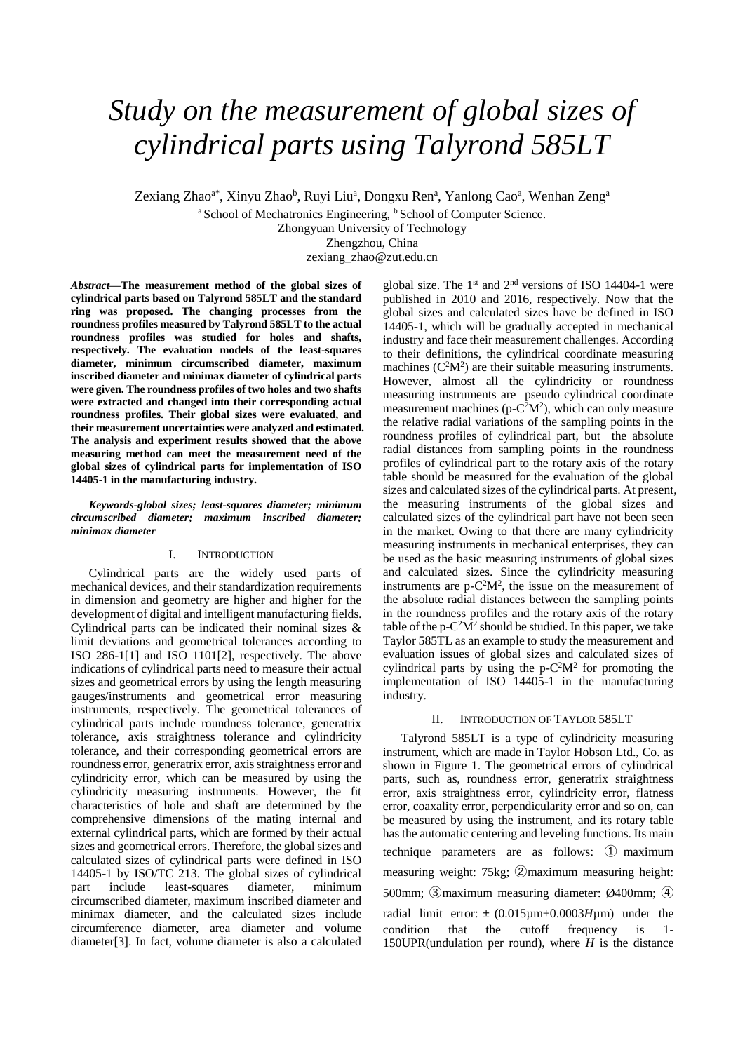# Study on the measurement of global sizes of cylindrical parts using Talyrond 585LT

Zexiang Zhao[a*], Xinyu Zhao[b], Ruyi Liu[a], Dongxu Ren[a], Yanlong Cao[a], Wenhan Zeng[a]

[a] School of Mechatronics Engineering, [b] School of Computer Science.
Zhongyuan University of Technology
Zhengzhou, China
zexiang_zhao@zut.edu.cn

***Abstract*—The measurement method of the global sizes of cylindrical parts based on Talyrond 585LT and the standard ring was proposed. The changing processes from the roundness profiles measured by Talyrond 585LT to the actual roundness profiles was studied for holes and shafts, respectively. The evaluation models of the least-squares diameter, minimum circumscribed diameter, maximum inscribed diameter and minimax diameter of cylindrical parts were given. The roundness profiles of two holes and two shafts were extracted and changed into their corresponding actual roundness profiles. Their global sizes were evaluated, and their measurement uncertainties were analyzed and estimated. The analysis and experiment results showed that the above measuring method can meet the measurement need of the global sizes of cylindrical parts for implementation of ISO 14405-1 in the manufacturing industry.**

***Keywords-global sizes; least-squares diameter; minimum circumscribed diameter; maximum inscribed diameter; minimax diameter***

## I. Introduction

Cylindrical parts are the widely used parts of mechanical devices, and their standardization requirements in dimension and geometry are higher and higher for the development of digital and intelligent manufacturing fields. Cylindrical parts can be indicated their nominal sizes & limit deviations and geometrical tolerances according to ISO 286-1[1] and ISO 1101[2], respectively. The above indications of cylindrical parts need to measure their actual sizes and geometrical errors by using the length measuring gauges/instruments and geometrical error measuring instruments, respectively. The geometrical tolerances of cylindrical parts include roundness tolerance, generatrix tolerance, axis straightness tolerance and cylindricity tolerance, and their corresponding geometrical errors are roundness error, generatrix error, axis straightness error and cylindricity error, which can be measured by using the cylindricity measuring instruments. However, the fit characteristics of hole and shaft are determined by the comprehensive dimensions of the mating internal and external cylindrical parts, which are formed by their actual sizes and geometrical errors. Therefore, the global sizes and calculated sizes of cylindrical parts were defined in ISO 14405-1 by ISO/TC 213. The global sizes of cylindrical part include least-squares diameter, minimum circumscribed diameter, maximum inscribed diameter and minimax diameter, and the calculated sizes include circumference diameter, area diameter and volume diameter[3]. In fact, volume diameter is also a calculated global size. The 1st and 2nd versions of ISO 14404-1 were published in 2010 and 2016, respectively. Now that the global sizes and calculated sizes have be defined in ISO 14405-1, which will be gradually accepted in mechanical industry and face their measurement challenges. According to their definitions, the cylindrical coordinate measuring machines ($C^2M^2$) are their suitable measuring instruments. However, almost all the cylindricity or roundness measuring instruments are pseudo cylindrical coordinate measurement machines (p-$C^2M^2$), which can only measure the relative radial variations of the sampling points in the roundness profiles of cylindrical part, but the absolute radial distances from sampling points in the roundness profiles of cylindrical part to the rotary axis of the rotary table should be measured for the evaluation of the global sizes and calculated sizes of the cylindrical parts. At present, the measuring instruments of the global sizes and calculated sizes of the cylindrical part have not been seen in the market. Owing to that there are many cylindricity measuring instruments in mechanical enterprises, they can be used as the basic measuring instruments of global sizes and calculated sizes. Since the cylindricity measuring instruments are p-$C^2M^2$, the issue on the measurement of the absolute radial distances between the sampling points in the roundness profiles and the rotary axis of the rotary table of the p-$C^2M^2$ should be studied. In this paper, we take Taylor 585TL as an example to study the measurement and evaluation issues of global sizes and calculated sizes of cylindrical parts by using the p-$C^2M^2$ for promoting the implementation of ISO 14405-1 in the manufacturing industry.

## II. Introduction of Taylor 585LT

Talyrond 585LT is a type of cylindricity measuring instrument, which are made in Taylor Hobson Ltd., Co. as shown in Figure 1. The geometrical errors of cylindrical parts, such as, roundness error, generatrix straightness error, axis straightness error, cylindricity error, flatness error, coaxality error, perpendicularity error and so on, can be measured by using the instrument, and its rotary table has the automatic centering and leveling functions. Its main technique parameters are as follows: ① maximum measuring weight: 75kg; ②maximum measuring height: 500mm; ③maximum measuring diameter: Ø400mm; ④ radial limit error: ± (0.015μm+0.0003$H$μm) under the condition that the cutoff frequency is 1-150UPR(undulation per round), where $H$ is the distance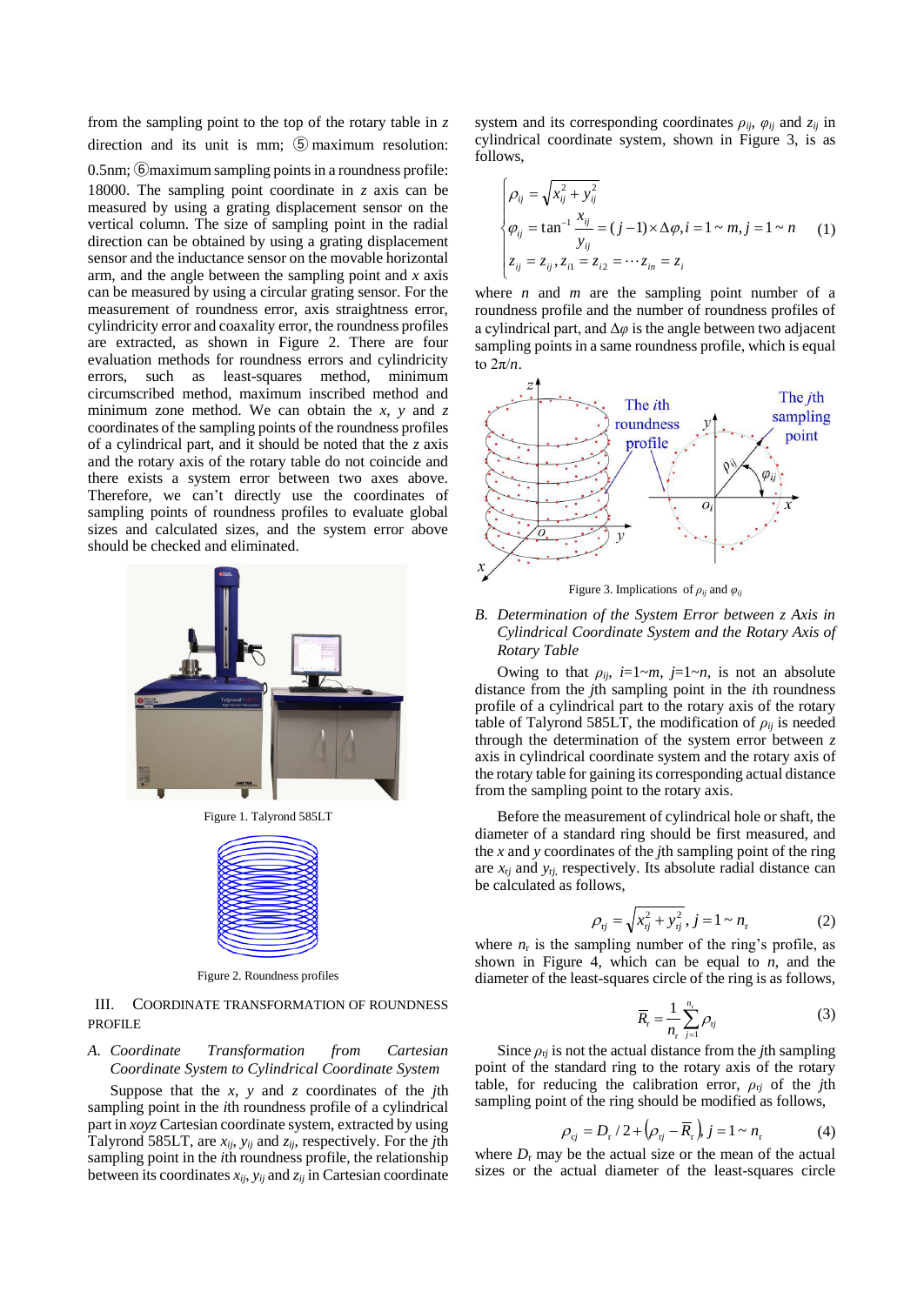from the sampling point to the top of the rotary table in $z$ direction and its unit is mm; ⑤maximum resolution: 0.5nm; ⑥maximum sampling points in a roundness profile: 18000. The sampling point coordinate in $z$ axis can be measured by using a grating displacement sensor on the vertical column. The size of sampling point in the radial direction can be obtained by using a grating displacement sensor and the inductance sensor on the movable horizontal arm, and the angle between the sampling point and $x$ axis can be measured by using a circular grating sensor. For the measurement of roundness error, axis straightness error, cylindricity error and coaxality error, the roundness profiles are extracted, as shown in Figure 2. There are four evaluation methods for roundness errors and cylindricity errors, such as least-squares method, minimum circumscribed method, maximum inscribed method and minimum zone method. We can obtain the $x$, $y$ and $z$ coordinates of the sampling points of the roundness profiles of a cylindrical part, and it should be noted that the $z$ axis and the rotary axis of the rotary table do not coincide and there exists a system error between two axes above. Therefore, we can't directly use the coordinates of sampling points of roundness profiles to evaluate global sizes and calculated sizes, and the system error above should be checked and eliminated.

Figure 1. Talyrond 585LT

Figure 2. Roundness profiles

## III. Coordinate Transformation of Roundness Profile

### A. Coordinate Transformation from Cartesian Coordinate System to Cylindrical Coordinate System

Suppose that the $x$, $y$ and $z$ coordinates of the $j$th sampling point in the $i$th roundness profile of a cylindrical part in $xoyz$ Cartesian coordinate system, extracted by using Talyrond 585LT, are $x_{ij}$, $y_{ij}$ and $z_{ij}$, respectively. For the $j$th sampling point in the $i$th roundness profile, the relationship between its coordinates $x_{ij}$, $y_{ij}$ and $z_{ij}$ in Cartesian coordinate system and its corresponding coordinates $\rho_{ij}$, $\varphi_{ij}$ and $z_{ij}$ in cylindrical coordinate system, shown in Figure 3, is as follows,

$$\begin{cases} \rho_{ij} = \sqrt{x_{ij}^2 + y_{ij}^2} \\ \varphi_{ij} = \tan^{-1} \dfrac{x_{ij}}{y_{ij}} = (j-1) \times \Delta\varphi, i = 1 \sim m, j = 1 \sim n \\ z_{ij} = z_{ij}, z_{i1} = z_{i2} = \cdots z_{in} = z_i \end{cases} \tag{1}$$

where $n$ and $m$ are the sampling point number of a roundness profile and the number of roundness profiles of a cylindrical part, and $\Delta\varphi$ is the angle between two adjacent sampling points in a same roundness profile, which is equal to $2\pi/n$.

Figure 3. Implications of $\rho_{ij}$ and $\varphi_{ij}$

### B. Determination of the System Error between z Axis in Cylindrical Coordinate System and the Rotary Axis of Rotary Table

Owing to that $\rho_{ij}$, $i$=1~$m$, $j$=1~$n$, is not an absolute distance from the $j$th sampling point in the $i$th roundness profile of a cylindrical part to the rotary axis of the rotary table of Talyrond 585LT, the modification of $\rho_{ij}$ is needed through the determination of the system error between $z$ axis in cylindrical coordinate system and the rotary axis of the rotary table for gaining its corresponding actual distance from the sampling point to the rotary axis.

Before the measurement of cylindrical hole or shaft, the diameter of a standard ring should be first measured, and the $x$ and $y$ coordinates of the $j$th sampling point of the ring are $x_{rj}$ and $y_{rj}$, respectively. Its absolute radial distance can be calculated as follows,

$$\rho_{rj} = \sqrt{x_{rj}^2 + y_{rj}^2}, j = 1 \sim n_r \tag{2}$$

where $n_r$ is the sampling number of the ring's profile, as shown in Figure 4, which can be equal to $n$, and the diameter of the least-squares circle of the ring is as follows,

$$\overline{R}_r = \frac{1}{n_r} \sum_{j=1}^{n_r} \rho_{rj} \tag{3}$$

Since $\rho_{rj}$ is not the actual distance from the $j$th sampling point of the standard ring to the rotary axis of the rotary table, for reducing the calibration error, $\rho_{rj}$ of the $j$th sampling point of the ring should be modified as follows,

$$\rho_{cj} = D_r / 2 + \left(\rho_{rj} - \overline{R}_r\right), j = 1 \sim n_r \tag{4}$$

where $D_r$ may be the actual size or the mean of the actual sizes or the actual diameter of the least-squares circle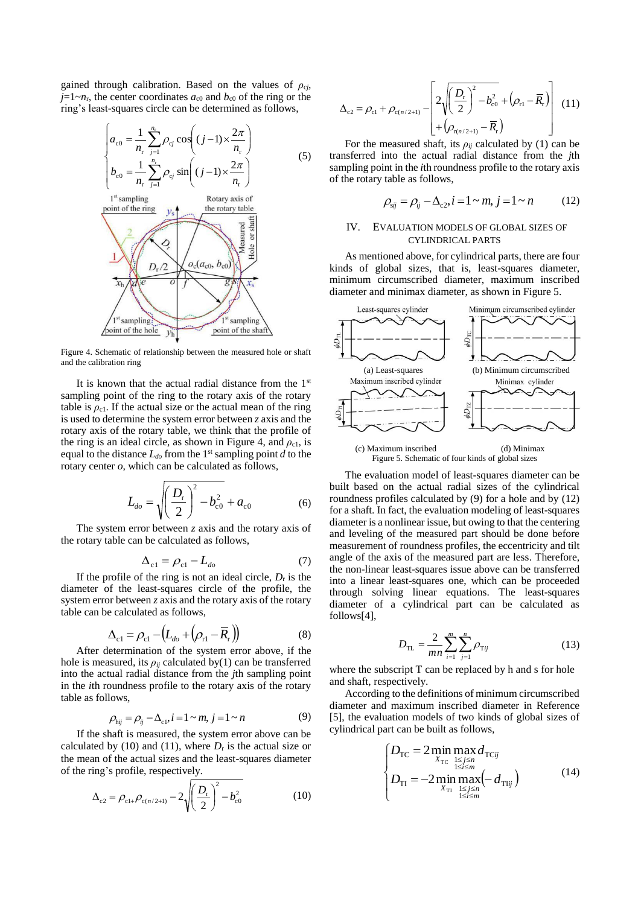gained through calibration. Based on the values of $\rho_{cj}$, $j$=1~$n_r$, the center coordinates $a_{c0}$ and $b_{c0}$ of the ring or the ring's least-squares circle can be determined as follows,

$$\begin{cases} a_{c0} = \dfrac{1}{n_r}\sum_{j=1}^{n_r} \rho_{cj} \cos\left((j-1)\times\dfrac{2\pi}{n_r}\right) \\ b_{c0} = \dfrac{1}{n_r}\sum_{j=1}^{n_r} \rho_{cj} \sin\left((j-1)\times\dfrac{2\pi}{n_r}\right) \end{cases} \quad (5)$$

Figure 4. Schematic of relationship between the measured hole or shaft and the calibration ring

It is known that the actual radial distance from the 1st sampling point of the ring to the rotary axis of the rotary table is $\rho_{c1}$. If the actual size or the actual mean of the ring is used to determine the system error between $z$ axis and the rotary axis of the rotary table, we think that the profile of the ring is an ideal circle, as shown in Figure 4, and $\rho_{c1}$, is equal to the distance $L_{do}$ from the 1st sampling point $d$ to the rotary center $o$, which can be calculated as follows,

$$L_{do} = \sqrt{\left(\frac{D_r}{2}\right)^2 - b_{c0}^2} + a_{c0} \quad (6)$$

The system error between $z$ axis and the rotary axis of the rotary table can be calculated as follows,

$$\Delta_{c1} = \rho_{c1} - L_{do} \quad (7)$$

If the profile of the ring is not an ideal circle, $D_r$ is the diameter of the least-squares circle of the profile, the system error between $z$ axis and the rotary axis of the rotary table can be calculated as follows,

$$\Delta_{c1} = \rho_{c1} - \left(L_{do} + \left(\rho_{r1} - \overline{R}_r\right)\right) \quad (8)$$

After determination of the system error above, if the hole is measured, its $\rho_{ij}$ calculated by(1) can be transferred into the actual radial distance from the $j$th sampling point in the $i$th roundness profile to the rotary axis of the rotary table as follows,

$$\rho_{hij} = \rho_{ij} - \Delta_{c1}, i = 1 \sim m, j = 1 \sim n \quad (9)$$

If the shaft is measured, the system error above can be calculated by (10) and (11), where $D_r$ is the actual size or the mean of the actual sizes and the least-squares diameter of the ring's profile, respectively.

$$\Delta_{c2} = \rho_{c1+}\rho_{c(n/2+1)} - 2\sqrt{\left(\frac{D_r}{2}\right)^2 - b_{c0}^2} \quad (10)$$

$$\Delta_{c2} = \rho_{c1} + \rho_{c(n/2+1)} - \left[\begin{array}{l} 2\sqrt{\left(\dfrac{D_r}{2}\right)^2 - b_{c0}^2} + \left(\rho_{r1} - \overline{R}_r\right) \\ + \left(\rho_{r(n/2+1)} - \overline{R}_r\right) \end{array}\right] \quad (11)$$

For the measured shaft, its $\rho_{ij}$ calculated by (1) can be transferred into the actual radial distance from the $j$th sampling point in the $i$th roundness profile to the rotary axis of the rotary table as follows,

$$\rho_{sij} = \rho_{ij} - \Delta_{c2}, i = 1 \sim m, j = 1 \sim n \quad (12)$$

## IV. EVALUATION MODELS OF GLOBAL SIZES OF CYLINDRICAL PARTS

As mentioned above, for cylindrical parts, there are four kinds of global sizes, that is, least-squares diameter, minimum circumscribed diameter, maximum inscribed diameter and minimax diameter, as shown in Figure 5.

(a) Least-squares (b) Minimum circumscribed (c) Maximum inscribed (d) Minimax

Figure 5. Schematic of four kinds of global sizes

The evaluation model of least-squares diameter can be built based on the actual radial sizes of the cylindrical roundness profiles calculated by (9) for a hole and by (12) for a shaft. In fact, the evaluation modeling of least-squares diameter is a nonlinear issue, but owing to that the centering and leveling of the measured part should be done before measurement of roundness profiles, the eccentricity and tilt angle of the axis of the measured part are less. Therefore, the non-linear least-squares issue above can be transferred into a linear least-squares one, which can be proceeded through solving linear equations. The least-squares diameter of a cylindrical part can be calculated as follows[4],

$$D_{TL} = \frac{2}{mn}\sum_{i=1}^{m}\sum_{j=1}^{n} \rho_{Tij} \quad (13)$$

where the subscript T can be replaced by h and s for hole and shaft, respectively.

According to the definitions of minimum circumscribed diameter and maximum inscribed diameter in Reference [5], the evaluation models of two kinds of global sizes of cylindrical part can be built as follows,

$$\begin{cases} D_{TC} = 2\min\limits_{X_{TC}} \max\limits_{\substack{1\le j\le n \\ 1\le i\le m}} d_{TCij} \\ D_{TI} = -2\min\limits_{X_{TI}} \max\limits_{\substack{1\le j\le n \\ 1\le i\le m}} \left(-d_{TIij}\right) \end{cases} \quad (14)$$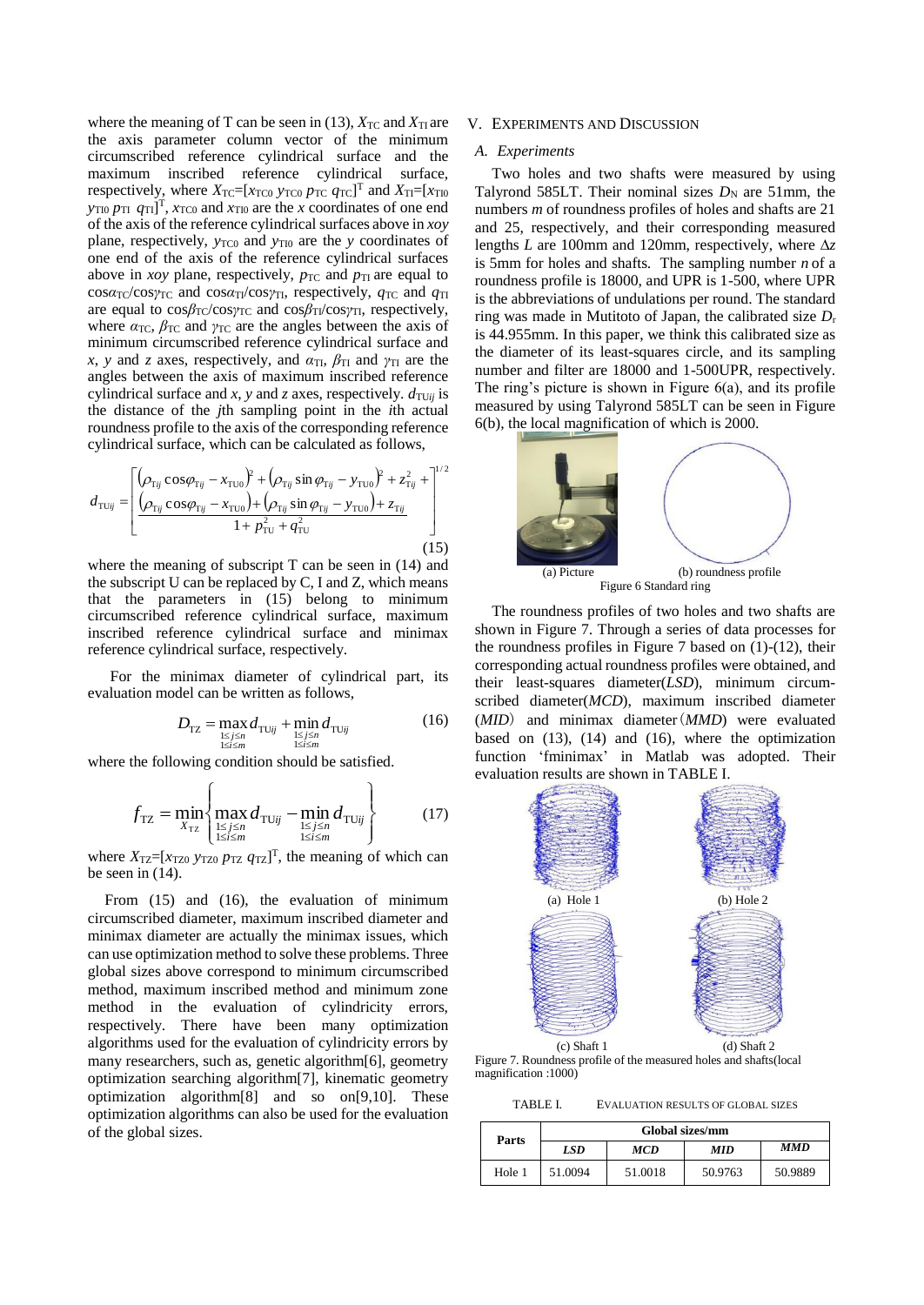where the meaning of T can be seen in (13), $X_{TC}$ and $X_{TI}$ are the axis parameter column vector of the minimum circumscribed reference cylindrical surface and the maximum inscribed reference cylindrical surface, respectively, where $X_{TC}=[x_{TC0}\ y_{TC0}\ p_{TC}\ q_{TC}]^T$ and $X_{TI}=[x_{TI0}\ y_{TI0}\ p_{TI}\ q_{TI}]^T$, $x_{TC0}$ and $x_{TI0}$ are the $x$ coordinates of one end of the axis of the reference cylindrical surfaces above in $xoy$ plane, respectively, $y_{TC0}$ and $y_{TI0}$ are the $y$ coordinates of one end of the axis of the reference cylindrical surfaces above in $xoy$ plane, respectively, $p_{TC}$ and $p_{TI}$ are equal to $\cos\alpha_{TC}/\cos\gamma_{TC}$ and $\cos\alpha_{TI}/\cos\gamma_{TI}$, respectively, $q_{TC}$ and $q_{TI}$ are equal to $\cos\beta_{TC}/\cos\gamma_{TC}$ and $\cos\beta_{TI}/\cos\gamma_{TI}$, respectively, where $\alpha_{TC}$, $\beta_{TC}$ and $\gamma_{TC}$ are the angles between the axis of minimum circumscribed reference cylindrical surface and $x$, $y$ and $z$ axes, respectively, and $\alpha_{TI}$, $\beta_{TI}$ and $\gamma_{TI}$ are the angles between the axis of maximum inscribed reference cylindrical surface and $x$, $y$ and $z$ axes, respectively. $d_{TUij}$ is the distance of the $j$th sampling point in the $i$th actual roundness profile to the axis of the corresponding reference cylindrical surface, which can be calculated as follows,

$$d_{TUij}=\left[\begin{array}{l}\left(\rho_{Tij}\cos\varphi_{Tij}-x_{TU0}\right)^2+\left(\rho_{Tij}\sin\varphi_{Tij}-y_{TU0}\right)^2+z_{Tij}^2+\\ \dfrac{\left(\rho_{Tij}\cos\varphi_{Tij}-x_{TU0}\right)+\left(\rho_{Tij}\sin\varphi_{Tij}-y_{TU0}\right)+z_{Tij}}{1+p_{TU}^2+q_{TU}^2}\end{array}\right]^{1/2} \tag{15}$$

where the meaning of subscript T can be seen in (14) and the subscript U can be replaced by C, I and Z, which means that the parameters in (15) belong to minimum circumscribed reference cylindrical surface, maximum inscribed reference cylindrical surface and minimax reference cylindrical surface, respectively.

For the minimax diameter of cylindrical part, its evaluation model can be written as follows,

$$D_{TZ}=\max_{\substack{1\le j\le n\\ 1\le i\le m}} d_{TUij}+\min_{\substack{1\le j\le n\\ 1\le i\le m}} d_{TUij} \tag{16}$$

where the following condition should be satisfied.

$$f_{TZ}=\min_{X_{TZ}}\left\{\max_{\substack{1\le j\le n\\ 1\le i\le m}} d_{TUij}-\min_{\substack{1\le j\le n\\ 1\le i\le m}} d_{TUij}\right\} \tag{17}$$

where $X_{TZ}=[x_{TZ0}\ y_{TZ0}\ p_{TZ}\ q_{TZ}]^T$, the meaning of which can be seen in (14).

From (15) and (16), the evaluation of minimum circumscribed diameter, maximum inscribed diameter and minimax diameter are actually the minimax issues, which can use optimization method to solve these problems. Three global sizes above correspond to minimum circumscribed method, maximum inscribed method and minimum zone method in the evaluation of cylindricity errors, respectively. There have been many optimization algorithms used for the evaluation of cylindricity errors by many researchers, such as, genetic algorithm[6], geometry optimization searching algorithm[7], kinematic geometry optimization algorithm[8] and so on[9,10]. These optimization algorithms can also be used for the evaluation of the global sizes.

## V. EXPERIMENTS AND DISCUSSION

### A. Experiments

Two holes and two shafts were measured by using Talyrond 585LT. Their nominal sizes $D_N$ are 51mm, the numbers $m$ of roundness profiles of holes and shafts are 21 and 25, respectively, and their corresponding measured lengths $L$ are 100mm and 120mm, respectively, where $\Delta z$ is 5mm for holes and shafts. The sampling number $n$ of a roundness profile is 18000, and UPR is 1-500, where UPR is the abbreviations of undulations per round. The standard ring was made in Mutitoto of Japan, the calibrated size $D_r$ is 44.955mm. In this paper, we think this calibrated size as the diameter of its least-squares circle, and its sampling number and filter are 18000 and 1-500UPR, respectively. The ring's picture is shown in Figure 6(a), and its profile measured by using Talyrond 585LT can be seen in Figure 6(b), the local magnification of which is 2000.

(a) Picture (b) roundness profile

Figure 6 Standard ring

The roundness profiles of two holes and two shafts are shown in Figure 7. Through a series of data processes for the roundness profiles in Figure 7 based on (1)-(12), their corresponding actual roundness profiles were obtained, and their least-squares diameter(*LSD*), minimum circumscribed diameter(*MCD*), maximum inscribed diameter (*MID*) and minimax diameter (*MMD*) were evaluated based on (13), (14) and (16), where the optimization function 'fminimax' in Matlab was adopted. Their evaluation results are shown in TABLE I.

(a) Hole 1 (b) Hole 2

(c) Shaft 1 (d) Shaft 2

Figure 7. Roundness profile of the measured holes and shafts(local magnification :1000)

TABLE I. EVALUATION RESULTS OF GLOBAL SIZES

| Parts | Global sizes/mm | | | |
|---|---|---|---|---|
| | ***LSD*** | ***MCD*** | ***MID*** | ***MMD*** |
| Hole 1 | 51.0094 | 51.0018 | 50.9763 | 50.9889 |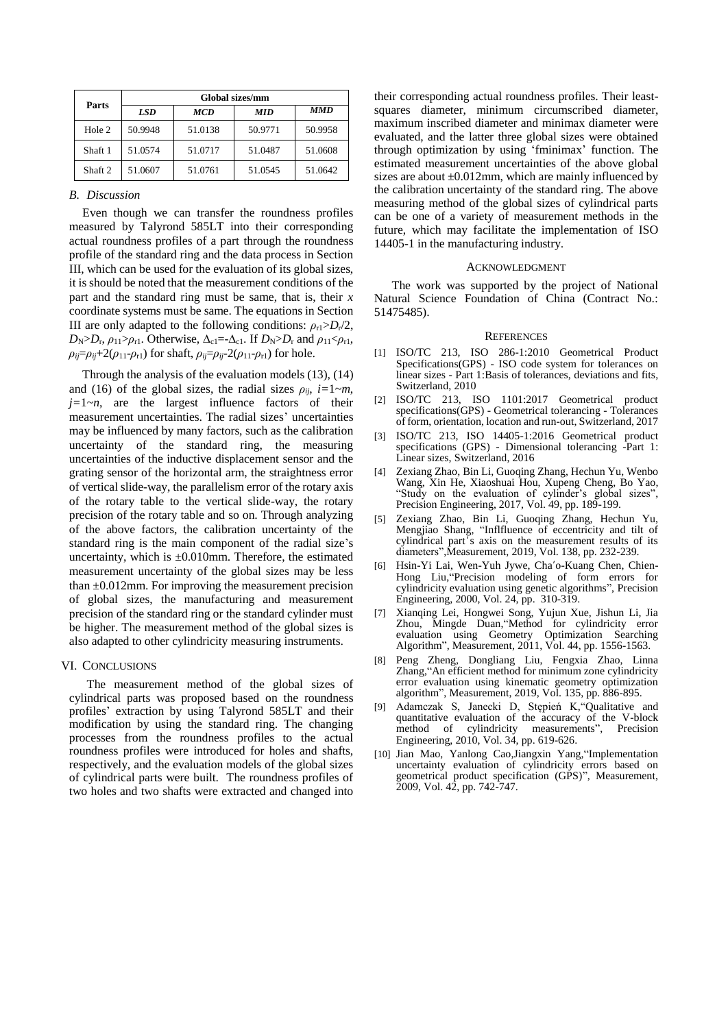| Parts | Global sizes/mm | | | |
|---|---|---|---|---|
| | ***LSD*** | ***MCD*** | ***MID*** | ***MMD*** |
| Hole 2 | 50.9948 | 51.0138 | 50.9771 | 50.9958 |
| Shaft 1 | 51.0574 | 51.0717 | 51.0487 | 51.0608 |
| Shaft 2 | 51.0607 | 51.0761 | 51.0545 | 51.0642 |

### *B. Discussion*

Even though we can transfer the roundness profiles measured by Talyrond 585LT into their corresponding actual roundness profiles of a part through the roundness profile of the standard ring and the data process in Section III, which can be used for the evaluation of its global sizes, it is should be noted that the measurement conditions of the part and the standard ring must be same, that is, their $x$ coordinate systems must be same. The equations in Section III are only adapted to the following conditions: $\rho_{r1}>D_r/2$, $D_N>D_r$, $\rho_{11}>\rho_{r1}$. Otherwise, $\Delta_{c1}=-\Delta_{c1}$. If $D_N>D_r$ and $\rho_{11}<\rho_{r1}$, $\rho_{ij}=\rho_{ij}+2(\rho_{11}-\rho_{r1})$ for shaft, $\rho_{ij}=\rho_{ij}-2(\rho_{11}-\rho_{r1})$ for hole.

Through the analysis of the evaluation models (13), (14) and (16) of the global sizes, the radial sizes $\rho_{ij}$, $i=1\sim m$, $j=1\sim n$, are the largest influence factors of their measurement uncertainties. The radial sizes' uncertainties may be influenced by many factors, such as the calibration uncertainty of the standard ring, the measuring uncertainties of the inductive displacement sensor and the grating sensor of the horizontal arm, the straightness error of vertical slide-way, the parallelism error of the rotary axis of the rotary table to the vertical slide-way, the rotary precision of the rotary table and so on. Through analyzing of the above factors, the calibration uncertainty of the standard ring is the main component of the radial size's uncertainty, which is ±0.010mm. Therefore, the estimated measurement uncertainty of the global sizes may be less than ±0.012mm. For improving the measurement precision of global sizes, the manufacturing and measurement precision of the standard ring or the standard cylinder must be higher. The measurement method of the global sizes is also adapted to other cylindricity measuring instruments.

## VI. CONCLUSIONS

The measurement method of the global sizes of cylindrical parts was proposed based on the roundness profiles' extraction by using Talyrond 585LT and their modification by using the standard ring. The changing processes from the roundness profiles to the actual roundness profiles were introduced for holes and shafts, respectively, and the evaluation models of the global sizes of cylindrical parts were built. The roundness profiles of two holes and two shafts were extracted and changed into their corresponding actual roundness profiles. Their least-squares diameter, minimum circumscribed diameter, maximum inscribed diameter and minimax diameter were evaluated, and the latter three global sizes were obtained through optimization by using 'fminimax' function. The estimated measurement uncertainties of the above global sizes are about ±0.012mm, which are mainly influenced by the calibration uncertainty of the standard ring. The above measuring method of the global sizes of cylindrical parts can be one of a variety of measurement methods in the future, which may facilitate the implementation of ISO 14405-1 in the manufacturing industry.

## ACKNOWLEDGMENT

The work was supported by the project of National Natural Science Foundation of China (Contract No.: 51475485).

## REFERENCES

[1] ISO/TC 213, ISO 286-1:2010 Geometrical Product Specifications(GPS) - ISO code system for tolerances on linear sizes - Part 1:Basis of tolerances, deviations and fits, Switzerland, 2010

[2] ISO/TC 213, ISO 1101:2017 Geometrical product specifications(GPS) - Geometrical tolerancing - Tolerances of form, orientation, location and run-out, Switzerland, 2017

[3] ISO/TC 213, ISO 14405-1:2016 Geometrical product specifications (GPS) - Dimensional tolerancing -Part 1: Linear sizes, Switzerland, 2016

[4] Zexiang Zhao, Bin Li, Guoqing Zhang, Hechun Yu, Wenbo Wang, Xin He, Xiaoshuai Hou, Xupeng Cheng, Bo Yao, "Study on the evaluation of cylinder's global sizes", Precision Engineering, 2017, Vol. 49, pp. 189-199.

[5] Zexiang Zhao, Bin Li, Guoqing Zhang, Hechun Yu, Mengjiao Shang, "Inflfluence of eccentricity and tilt of cylindrical part's axis on the measurement results of its diameters",Measurement, 2019, Vol. 138, pp. 232-239.

[6] Hsin-Yi Lai, Wen-Yuh Jywe, Cha'o-Kuang Chen, Chien-Hong Liu,"Precision modeling of form errors for cylindricity evaluation using genetic algorithms", Precision Engineering, 2000, Vol. 24, pp. 310-319.

[7] Xianqing Lei, Hongwei Song, Yujun Xue, Jishun Li, Jia Zhou, Mingde Duan,"Method for cylindricity error evaluation using Geometry Optimization Searching Algorithm", Measurement, 2011, Vol. 44, pp. 1556-1563.

[8] Peng Zheng, Dongliang Liu, Fengxia Zhao, Linna Zhang,"An efficient method for minimum zone cylindricity error evaluation using kinematic geometry optimization algorithm", Measurement, 2019, Vol. 135, pp. 886-895.

[9] Adamczak S, Janecki D, Stępień K,"Qualitative and quantitative evaluation of the accuracy of the V-block method of cylindricity measurements", Precision Engineering, 2010, Vol. 34, pp. 619-626.

[10] Jian Mao, Yanlong Cao,Jiangxin Yang,"Implementation uncertainty evaluation of cylindricity errors based on geometrical product specification (GPS)", Measurement, 2009, Vol. 42, pp. 742-747.